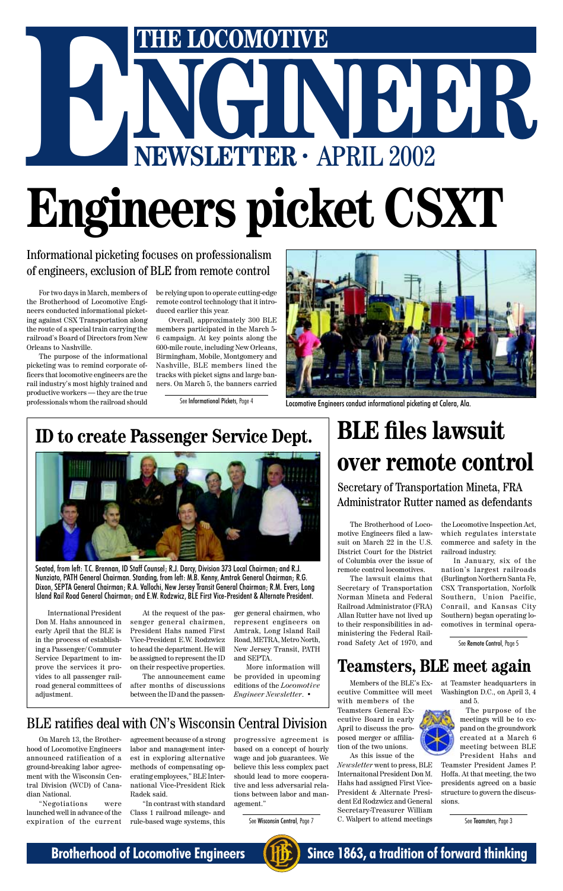# THE LOCOMOTIVE ENGINEER NEWSLETTER · APRIL 2002

# Engineers picket CSXT

## Informational picketing focuses on professionalism of engineers, exclusion of BLE from remote control

For two days in March, members of the Brotherhood of Locomotive Engineers conducted informational picketing against CSX Transportation along the route of a special train carrying the railroad's Board of Directors from New Orleans to Nashville.

The purpose of the informational picketing was to remind corporate officers that locomotive engineers are the rail industry's most highly trained and productive workers — they are the true professionals whom the railroad should be relying upon to operate cutting-edge remote control technology that it introduced earlier this year.

Overall, approximately 300 BLE members participated in the March 5-6 campaign. At key points along the 600-mile route, including New Orleans, Birmingham, Mobile, Montgomery and Nashville, BLE members lined the tracks with picket signs and large banners. On March 5, the banners carried

See Informational Pickets, Page 4

Locomotive Engineers conduct informational picketing at Calera, Ala.

## ID to create Passenger Service Dept.

Seated, from left: T.C. Brennan, ID Staff Counsel; R.J. Darcy, Division 373 Local Chairman; and R.J. Nunziato, PATH General Chairman. Standing, from left: M.B. Kenny, Amtrak General Chairman; R.G. Dixon, SEPTA General Chairman; R.A. Vallochi, New Jersey Transit General Chairman; R.M. Evers, Long Island Rail Road General Chairman; and E.W. Rodzwicz, BLE First Vice-President & Alternate President.

International President Don M. Hahs announced in early April that the BLE is in the process of establishing a Passenger/Commuter Service Department to improve the services it provides to all passenger railroad general committees of adjustment.

At the request of the passenger general chairmen, President Hahs named First Vice-President E.W. Rodzwicz to head the department. He will be assigned to represent the ID on their respective properties.

The announcement came after months of discussions between the ID and the passenger general chairmen, who represent engineers on Amtrak, Long Island Rail Road, METRA, Metro North, New Jersey Transit, PATH and SEPTA.

More information will be provided in upcoming editions of the *Locomotive Engineer Newsletter*. •

## BLE files lawsuit over remote control

### Secretary of Transportation Mineta, FRA Administrator Rutter named as defendants

The Brotherhood of Locomotive Engineers filed a lawsuit on March 22 in the U.S. District Court for the District of Columbia over the issue of remote control locomotives.

The lawsuit claims that Secretary of Transportation Norman Mineta and Federal Railroad Administrator (FRA) Allan Rutter have not lived up to their responsibilities in administering the Federal Railroad Safety Act of 1970, and the Locomotive Inspection Act, which regulates interstate commerce and safety in the railroad industry.

In January, six of the nation's largest railroads (Burlington Northern Santa Fe, CSX Transportation, Norfolk Southern, Union Pacific, Conrail, and Kansas City Southern) began operating locomotives in terminal opera-

See Remote Control, Page 5

## Teamsters, BLE meet again

Members of the BLE's Executive Committee will meet with members of the Teamsters General Executive Board in early April to discuss the proposed merger or affiliation of the two unions.

As this issue of the *Newsletter* went to press, BLE Internaitonal President Don M. Hahs had assigned First Vice-President & Alternate President Ed Rodzwicz and General Secretary-Treasurer William C. Walpert to attend meetings at Teamster headquarters in Washington D.C., on April 3, 4 and 5.

The purpose of the meetings will be to expand on the groundwork created at a March 6 meeting between BLE President Hahs and Teamster President James P. Hoffa. At that meeting, the two presidents agreed on a basic structure to govern the discussions.

See Teamsters, Page 3

## BLE ratifies deal with CN's Wisconsin Central Division

On March 13, the Brotherhood of Locomotive Engineers announced ratification of a ground-breaking labor agreement with the Wisconsin Central Division (WCD) of Canadian National.

"Negotiations were launched well in advance of the expiration of the current agreement because of a strong labor and management interest in exploring alternative methods of compensating operating employees," BLE International Vice-President Rick Radek said.

"In contrast with standard Class 1 railroad mileage- and rule-based wage systems, this progressive agreement is based on a concept of hourly wage and job guarantees. We believe this less complex pact should lead to more cooperative and less adversarial relations between labor and management."

See Wisconsin Central, Page 7

**Brotherhood of Locomotive Engineers** — **Since 1863, a tradition of forward thinking**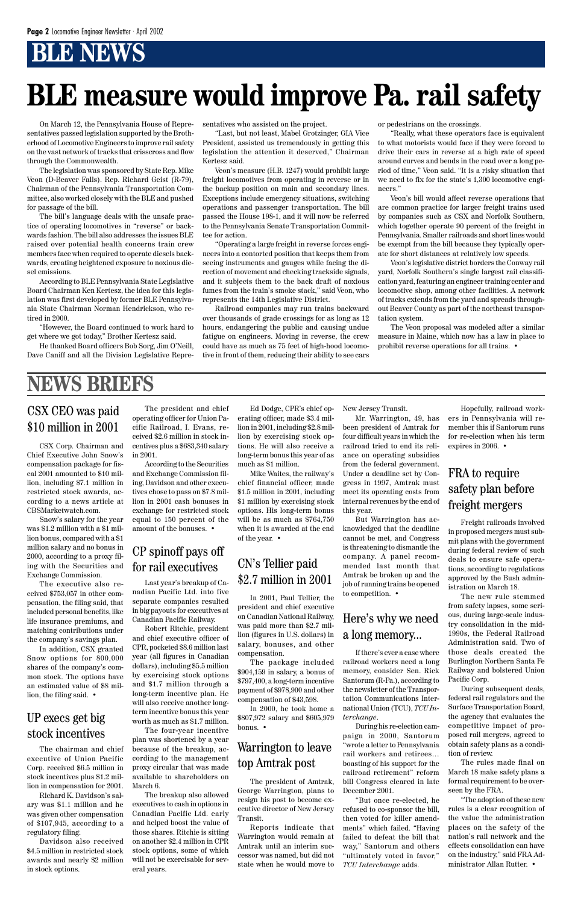# BLE NEWS

# BLE measure would improve Pa. rail safety

On March 12, the Pennsylvania House of Representatives passed legislation supported by the Brotherhood of Locomotive Engineers to improve rail safety on the vast network of tracks that crisscross and flow through the Commonwealth.

The legislation was sponsored by State Rep. Mike Veon (D-Beaver Falls). Rep. Richard Geist (R-79), Chairman of the Pennsylvania Transportation Committee, also worked closely with the BLE and pushed for passage of the bill.

The bill's language deals with the unsafe practice of operating locomotives in "reverse" or backwards fashion. The bill also addresses the issues BLE raised over potential health concerns train crew members face when required to operate diesels backwards, creating heightened exposure to noxious diesel emissions.

According to BLE Pennsylvania State Legislative Board Chairman Ken Kertesz, the idea for this legislation was first developed by former BLE Pennsylvania State Chairman Norman Hendrickson, who retired in 2000.

"However, the Board continued to work hard to get where we got today," Brother Kertesz said.

He thanked Board officers Bob Sorg, Jim O'Neill, Dave Caniff and all the Division Legislative Representatives who assisted on the project.

"Last, but not least, Mabel Grotzinger, GIA Vice President, assisted us tremendously in getting this legislation the attention it deserved," Chairman Kertesz said.

Veon's measure (H.B. 1247) would prohibit large freight locomotives from operating in reverse or in the backup position on main and secondary lines. Exceptions include emergency situations, switching operations and passenger transportation. The bill passed the House 198-1, and it will now be referred to the Pennsylvania Senate Transportation Committee for action.

"Operating a large freight in reverse forces engineers into a contorted position that keeps them from seeing instruments and gauges while facing the direction of movement and checking trackside signals, and it subjects them to the back draft of noxious fumes from the train's smoke stack," said Veon, who represents the 14th Legislative District.

Railroad companies may run trains backward over thousands of grade crossings for as long as 12 hours, endangering the public and causing undue fatigue on engineers. Moving in reverse, the crew could have as much as 75 feet of high-hood locomotive in front of them, reducing their ability to see cars or pedestrians on the crossings.

"Really, what these operators face is equivalent to what motorists would face if they were forced to drive their cars in reverse at a high rate of speed around curves and bends in the road over a long period of time," Veon said. "It is a risky situation that we need to fix for the state's 1,300 locomotive engineers."

Veon's bill would affect reverse operations that are common practice for larger freight trains used by companies such as CSX and Norfolk Southern, which together operate 90 percent of the freight in Pennsylvania. Smaller railroads and short lines would be exempt from the bill because they typically operate for short distances at relatively low speeds.

Veon's legislative district borders the Conway rail yard, Norfolk Southern's single largest rail classification yard, featuring an engineer training center and locomotive shop, among other facilities. A network of tracks extends from the yard and spreads throughout Beaver County as part of the northeast transportation system.

The Veon proposal was modeled after a similar measure in Maine, which now has a law in place to prohibit reverse operations for all trains. •

# NEWS BRIEFS

## CSX CEO was paid $10 million in 2001

CSX Corp. Chairman and Chief Executive John Snow's compensation package for fiscal 2001 amounted to $10 million, including $7.1 million in restricted stock awards, according to a news article at CBSMarketwatch.com.

Snow's salary for the year was $1.2 million with a $1 million bonus, compared with a $1 million salary and no bonus in 2000, according to a proxy filing with the Securities and Exchange Commission.

The executive also received $753,057 in other compensation, the filing said, that included personal benefits, like life insurance premiums, and matching contributions under the company's savings plan.

In addition, CSX granted Snow options for 800,000 shares of the company's common stock. The options have an estimated value of $8 million, the filing said. •

## UP execs get big stock incentives

The chairman and chief executive of Union Pacific Corp. received $6.5 million in stock incentives plus $1.2 million in compensation for 2001.

Richard K. Davidson's salary was $1.1 million and he was given other compensation of $107,945, according to a regulatory filing.

Davidson also received $4.5 million in restricted stock awards and nearly $2 million in stock options.

The president and chief operating officer for Union Pacific Railroad, I. Evans, received $2.6 million in stock incentives plus a $683,340 salary in 2001.

According to the Securities and Exchange Commission filing, Davidson and other executives chose to pass on $7.8 million in 2001 cash bonuses in exchange for restricted stock equal to 150 percent of the amount of the bonuses. •

## CP spinoff pays off for rail executives

Last year's breakup of Canadian Pacific Ltd. into five separate companies resulted in big payouts for executives at Canadian Pacific Railway.

Robert Ritchie, president and chief executive officer of CPR, pocketed $8.6 million last year (all figures in Canadian dollars), including $5.5 million by exercising stock options and $1.7 million through a long-term incentive plan. He will also receive another long-term incentive bonus this year worth as much as $1.7 million.

The four-year incentive plan was shortened by a year because of the breakup, according to the management proxy circular that was made available to shareholders on March 6.

The breakup also allowed executives to cash in options in Canadian Pacific Ltd. early and helped boost the value of those shares. Ritchie is sitting on another $2.4 million in CPR stock options, some of which will not be exercisable for several years.

Ed Dodge, CPR's chief operating officer, made $3.4 million in 2001, including $2.8 million by exercising stock options. He will also receive a long-term bonus this year of as much as $1 million.

Mike Waites, the railway's chief financial officer, made $1.5 million in 2001, including $1 million by exercising stock options. His long-term bonus will be as much as $764,750 when it is awarded at the end of the year. •

## CN's Tellier paid $2.7 million in 2001

In 2001, Paul Tellier, the president and chief executive on Canadian National Railway, was paid more than $2.7 million (figures in U.S. dollars) in salary, bonuses, and other compensation.

The package included $904,159 in salary, a bonus of $797,400, a long-term incentive payment of $978,900 and other compensation of $43,598.

In 2000, he took home a $807,972 salary and $605,979 bonus. •

## Warrington to leave top Amtrak post

The president of Amtrak, George Warrington, plans to resign his post to become executive director of New Jersey Transit.

Reports indicate that Warrington would remain at Amtrak until an interim successor was named, but did not state when he would move to New Jersey Transit.

Mr. Warrington, 49, has been president of Amtrak for four difficult years in which the railroad tried to end its reliance on operating subsidies from the federal government. Under a deadline set by Congress in 1997, Amtrak must meet its operating costs from internal revenues by the end of this year.

But Warrington has acknowledged that the deadline cannot be met, and Congress is threatening to dismantle the company. A panel recommended last month that Amtrak be broken up and the job of running trains be opened to competition. •

## Here's why we need a long memory...

If there's ever a case where railroad workers need a long memory, consider Sen. Rick Santorum (R-Pa.), according to the newsletter of the Transportation Communications International Union (TCU), *TCU Interchange*.

During his re-election campaign in 2000, Santorum "wrote a letter to Pennsylvania rail workers and retirees... boasting of his support for the railroad retirement" reform bill Congress cleared in late December 2001.

"But once re-elected, he refused to co-sponsor the bill, then voted for killer amendments" which failed. "Having failed to defeat the bill that way," Santorum and others "ultimately voted in favor," *TCU Interchange* adds.

Hopefully, railroad workers in Pennsylvania will remember this if Santorum runs for re-election when his term expires in 2006. •

## FRA to require safety plan before freight mergers

Freight railroads involved in proposed mergers must submit plans with the government during federal review of such deals to ensure safe operations, according to regulations approved by the Bush administration on March 18.

The new rule stemmed from safety lapses, some serious, during large-scale industry consolidation in the mid-1990s, the Federal Railroad Administration said. Two of those deals created the Burlington Northern Santa Fe Railway and bolstered Union Pacific Corp.

During subsequent deals, federal rail regulators and the Surface Transportation Board, the agency that evaluates the competitive impact of proposed rail mergers, agreed to obtain safety plans as a condition of review.

The rules made final on March 18 make safety plans a formal requirement to be overseen by the FRA.

"The adoption of these new rules is a clear recognition of the value the administration places on the safety of the nation's rail network and the effects consolidation can have on the industry," said FRA Administrator Allan Rutter. •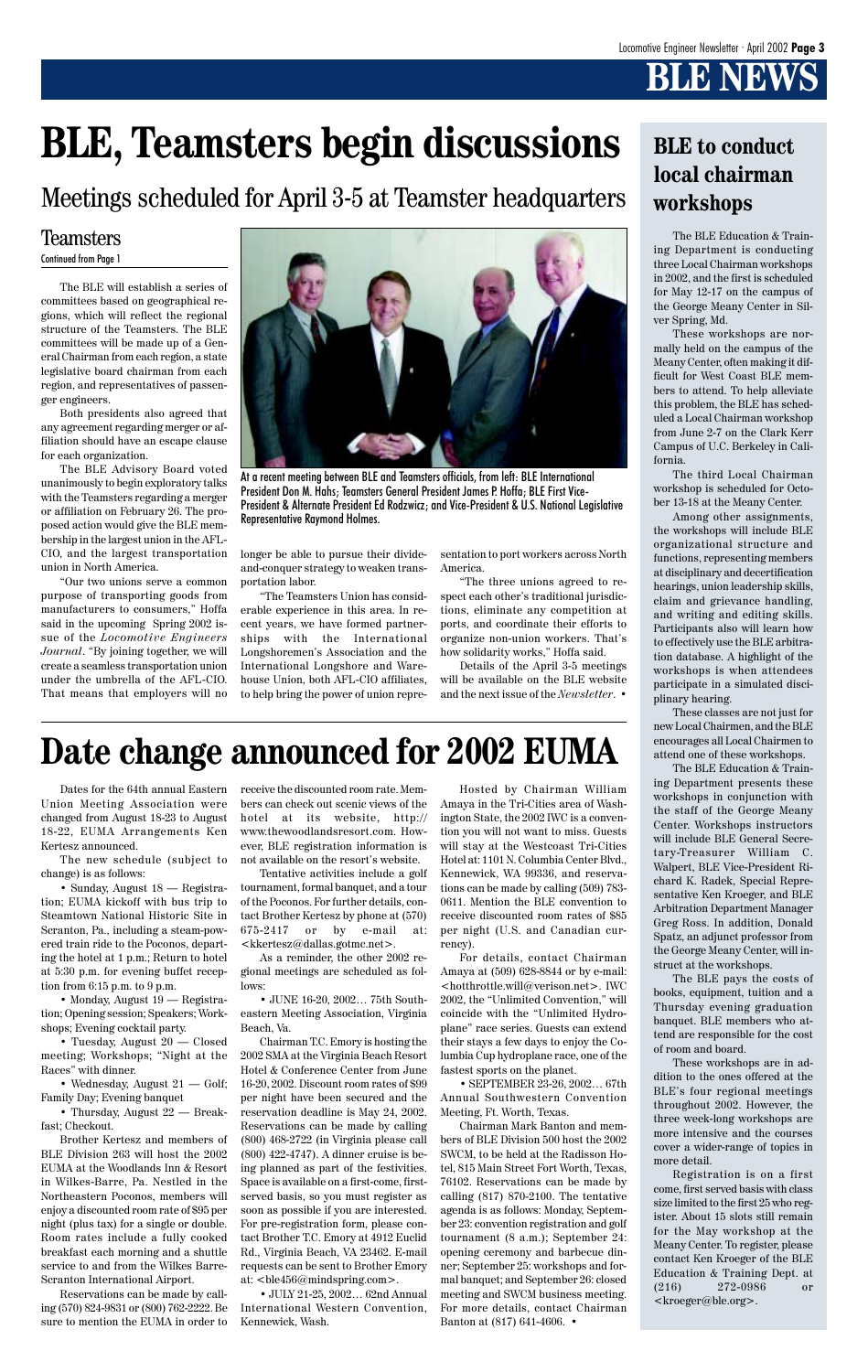# BLE NEWS

# BLE, Teamsters begin discussions

## Meetings scheduled for April 3-5 at Teamster headquarters

### Teamsters

Continued from Page 1

The BLE will establish a series of committees based on geographical regions, which will reflect the regional structure of the Teamsters. The BLE committees will be made up of a General Chairman from each region, a state legislative board chairman from each region, and representatives of passenger engineers.

Both presidents also agreed that any agreement regarding merger or affiliation should have an escape clause for each organization.

The BLE Advisory Board voted unanimously to begin exploratory talks with the Teamsters regarding a merger or affiliation on February 26. The proposed action would give the BLE membership in the largest union in the AFL-CIO, and the largest transportation union in North America.

"Our two unions serve a common purpose of transporting goods from manufacturers to consumers," Hoffa said in the upcoming Spring 2002 issue of the *Locomotive Engineers Journal*. "By joining together, we will create a seamless transportation union under the umbrella of the AFL-CIO. That means that employers will no longer be able to pursue their divide-and-conquer strategy to weaken transportation labor.

"The Teamsters Union has considerable experience in this area. In recent years, we have formed partnerships with the International Longshoremen's Association and the International Longshore and Warehouse Union, both AFL-CIO affiliates, to help bring the power of union representation to port workers across North America.

"The three unions agreed to respect each other's traditional jurisdictions, eliminate any competition at ports, and coordinate their efforts to organize non-union workers. That's how solidarity works," Hoffa said.

Details of the April 3-5 meetings will be available on the BLE website and the next issue of the *Newsletter*. •

At a recent meeting between BLE and Teamsters officials, from left: BLE International President Don M. Hahs; Teamsters General President James P. Hoffa; BLE First Vice-President & Alternate President Ed Rodzwicz; and Vice-President & U.S. National Legislative Representative Raymond Holmes.

# Date change announced for 2002 EUMA

Dates for the 64th annual Eastern Union Meeting Association were changed from August 18-23 to August 18-22, EUMA Arrangements Ken Kertesz announced.

The new schedule (subject to change) is as follows:

• Sunday, August 18 — Registration; EUMA kickoff with bus trip to Steamtown National Historic Site in Scranton, Pa., including a steam-powered train ride to the Poconos, departing the hotel at 1 p.m.; Return to hotel at 5:30 p.m. for evening buffet reception from 6:15 p.m. to 9 p.m.

• Monday, August 19 — Registration; Opening session; Speakers; Workshops; Evening cocktail party.

• Tuesday, August 20 — Closed meeting; Workshops; "Night at the Races" with dinner.

• Wednesday, August 21 — Golf; Family Day; Evening banquet

• Thursday, August 22 — Breakfast; Checkout.

Brother Kertesz and members of BLE Division 263 will host the 2002 EUMA at the Woodlands Inn & Resort in Wilkes-Barre, Pa. Nestled in the Northeastern Poconos, members will enjoy a discounted room rate of $95 per night (plus tax) for a single or double. Room rates include a fully cooked breakfast each morning and a shuttle service to and from the Wilkes Barre-Scranton International Airport.

Reservations can be made by calling (570) 824-9831 or (800) 762-2222. Be sure to mention the EUMA in order to receive the discounted room rate. Members can check out scenic views of the hotel at its website, http://www.thewoodlandsresort.com. However, BLE registration information is not available on the resort's website.

Tentative activities include a golf tournament, formal banquet, and a tour of the Poconos. For further details, contact Brother Kertesz by phone at (570) 675-2417 or by e-mail at: <kkertesz@dallas.gotmc.net>.

As a reminder, the other 2002 regional meetings are scheduled as follows:

• JUNE 16-20, 2002… 75th Southeastern Meeting Association, Virginia Beach, Va.

Chairman T.C. Emory is hosting the 2002 SMA at the Virginia Beach Resort Hotel & Conference Center from June 16-20, 2002. Discount room rates of $99 per night have been secured and the reservation deadline is May 24, 2002. Reservations can be made by calling (800) 468-2722 (in Virginia please call (800) 422-4747). A dinner cruise is being planned as part of the festivities. Space is available on a first-come, first-served basis, so you must register as soon as possible if you are interested. For pre-registration form, please contact Brother T.C. Emory at 4912 Euclid Rd., Virginia Beach, VA 23462. E-mail requests can be sent to Brother Emory at: <ble456@mindspring.com>.

• JULY 21-25, 2002… 62nd Annual International Western Convention, Kennewick, Wash.

Hosted by Chairman William Amaya in the Tri-Cities area of Washington State, the 2002 IWC is a convention you will not want to miss. Guests will stay at the Westcoast Tri-Cities Hotel at: 1101 N. Columbia Center Blvd., Kennewick, WA 99336, and reservations can be made by calling (509) 783-0611. Mention the BLE convention to receive discounted room rates of $85 per night (U.S. and Canadian currency).

For details, contact Chairman Amaya at (509) 628-8844 or by e-mail: <hotthrottle.will@verison.net>. IWC 2002, the "Unlimited Convention," will coincide with the "Unlimited Hydroplane" race series. Guests can extend their stays a few days to enjoy the Columbia Cup hydroplane race, one of the fastest sports on the planet.

• SEPTEMBER 23-26, 2002… 67th Annual Southwestern Convention Meeting, Ft. Worth, Texas.

Chairman Mark Banton and members of BLE Division 500 host the 2002 SWCM, to be held at the Radisson Hotel, 815 Main Street Fort Worth, Texas, 76102. Reservations can be made by calling (817) 870-2100. The tentative agenda is as follows: Monday, September 23: convention registration and golf tournament (8 a.m.); September 24: opening ceremony and barbecue dinner; September 25: workshops and formal banquet; and September 26: closed meeting and SWCM business meeting. For more details, contact Chairman Banton at (817) 641-4606. •

# BLE to conduct local chairman workshops

The BLE Education & Training Department is conducting three Local Chairman workshops in 2002, and the first is scheduled for May 12-17 on the campus of the George Meany Center in Silver Spring, Md.

These workshops are normally held on the campus of the Meany Center, often making it difficult for West Coast BLE members to attend. To help alleviate this problem, the BLE has scheduled a Local Chairman workshop from June 2-7 on the Clark Kerr Campus of U.C. Berkeley in California.

The third Local Chairman workshop is scheduled for October 13-18 at the Meany Center.

Among other assignments, the workshops will include BLE organizational structure and functions, representing members at disciplinary and decertification hearings, union leadership skills, claim and grievance handling, and writing and editing skills. Participants also will learn how to effectively use the BLE arbitration database. A highlight of the workshops is when attendees participate in a simulated disciplinary hearing.

These classes are not just for new Local Chairmen, and the BLE encourages all Local Chairmen to attend one of these workshops.

The BLE Education & Training Department presents these workshops in conjunction with the staff of the George Meany Center. Workshops instructors will include BLE General Secretary-Treasurer William C. Walpert, BLE Vice-President Richard K. Radek, Special Representative Ken Kroeger, and BLE Arbitration Department Manager Greg Ross. In addition, Donald Spatz, an adjunct professor from the George Meany Center, will instruct at the workshops.

The BLE pays the costs of books, equipment, tuition and a Thursday evening graduation banquet. BLE members who attend are responsible for the cost of room and board.

These workshops are in addition to the ones offered at the BLE's four regional meetings throughout 2002. However, the three week-long workshops are more intensive and the courses cover a wider-range of topics in more detail.

Registration is on a first come, first served basis with class size limited to the first 25 who register. About 15 slots still remain for the May workshop at the Meany Center. To register, please contact Ken Kroeger of the BLE Education & Training Dept. at (216) 272-0986 or <kroeger@ble.org>.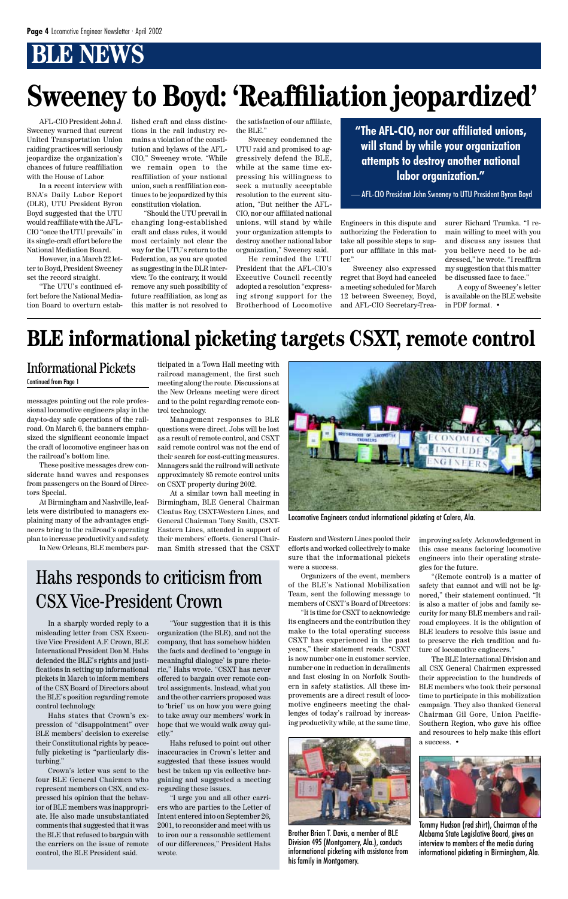# BLE NEWS

# Sweeney to Boyd: 'Reaffiliation jeopardized'

AFL-CIO President John J. Sweeney warned that current United Transportation Union raiding practices will seriously jeopardize the organization's chances of future reaffiliation with the House of Labor.

In a recent interview with BNA's Daily Labor Report (DLR), UTU President Byron Boyd suggested that the UTU would reaffiliate with the AFL-CIO "once the UTU prevails" in its single-craft effort before the National Mediation Board.

However, in a March 22 letter to Boyd, President Sweeney set the record straight.

"The UTU's continued effort before the National Mediation Board to overturn established craft and class distinctions in the rail industry remains a violation of the constitution and bylaws of the AFL-CIO," Sweeney wrote. "While we remain open to the reaffiliation of your national union, such a reaffiliation continues to be jeopardized by this constitution violation.

"Should the UTU prevail in changing long-established craft and class rules, it would most certainly not clear the way for the UTU's return to the Federation, as you are quoted as suggesting in the DLR interview. To the contrary, it would remove any such possibility of future reaffiliation, as long as this matter is not resolved to the satisfaction of our affiliate, the BLE."

Sweeney condemned the UTU raid and promised to aggressively defend the BLE, while at the same time expressing his willingness to seek a mutually acceptable resolution to the current situation, "But neither the AFL-CIO, nor our affiliated national unions, will stand by while your organization attempts to destroy another national labor organization," Sweeney said.

He reminded the UTU President that the AFL-CIO's Executive Council recently adopted a resolution "expressing strong support for the Brotherhood of Locomotive Engineers in this dispute and authorizing the Federation to take all possible steps to support our affiliate in this matter."

Sweeney also expressed regret that Boyd had canceled a meeting scheduled for March 12 between Sweeney, Boyd, and AFL-CIO Secretary-Treasurer Richard Trumka. "I remain willing to meet with you and discuss any issues that you believe need to be addressed," he wrote. "I reaffirm my suggestion that this matter be discussed face to face."

A copy of Sweeney's letter is available on the BLE website in PDF format. •

> **"The AFL-CIO, nor our affiliated unions, will stand by while your organization attempts to destroy another national labor organization."**
>
> — AFL-CIO President John Sweeney to UTU President Byron Boyd

# BLE informational picketing targets CSXT, remote control

## Informational Pickets

Continued from Page 1

messages pointing out the role professional locomotive engineers play in the day-to-day safe operations of the railroad. On March 6, the banners emphasized the significant economic impact the craft of locomotive engineer has on the railroad's bottom line.

These positive messages drew considerate hand waves and responses from passengers on the Board of Directors Special.

At Birmingham and Nashville, leaflets were distributed to managers explaining many of the advantages engineers bring to the railroad's operating plan to increase productivity and safety.

In New Orleans, BLE members participated in a Town Hall meeting with railroad management, the first such meeting along the route. Discussions at the New Orleans meeting were direct and to the point regarding remote control technology.

Management responses to BLE questions were direct. Jobs will be lost as a result of remote control, and CSXT said remote control was not the end of their search for cost-cutting measures. Managers said the railroad will activate approximately 85 remote control units on CSXT property during 2002.

At a similar town hall meeting in Birmingham, BLE General Chairman Cleatus Roy, CSXT-Western Lines, and General Chairman Tony Smith, CSXT-Eastern Lines, attended in support of their members' efforts. General Chairman Smith stressed that the CSXT Eastern and Western Lines pooled their efforts and worked collectively to make sure that the informational pickets were a success.

Organizers of the event, members of the BLE's National Mobilization Team, sent the following message to members of CSXT's Board of Directors:

"It is time for CSXT to acknowledge its engineers and the contribution they make to the total operating success CSXT has experienced in the past years," their statement reads. "CSXT is now number one in customer service, number one in reduction in derailments and fast closing in on Norfolk Southern in safety statistics. All these improvements are a direct result of locomotive engineers meeting the challenges of today's railroad by increasing productivity while, at the same time, improving safety. Acknowledgement in this case means factoring locomotive engineers into their operating strategies for the future.

"(Remote control) is a matter of safety that cannot and will not be ignored," their statement continued. "It is also a matter of jobs and family security for many BLE members and railroad employees. It is the obligation of BLE leaders to resolve this issue and to preserve the rich tradition and future of locomotive engineers."

The BLE International Division and all CSX General Chairmen expressed their appreciation to the hundreds of BLE members who took their personal time to participate in this mobilization campaign. They also thanked General Chairman Gil Gore, Union Pacific-Southern Region, who gave his office and resources to help make this effort a success. •

Locomotive Engineers conduct informational picketing at Calera, Ala.

Brother Brian T. Davis, a member of BLE Division 495 (Montgomery, Ala.), conducts informational picketing with assistance from his family in Montgomery.

Tommy Hudson (red shirt), Chairman of the Alabama State Legislative Board, gives an interview to members of the media during informational picketing in Birmingham, Ala.

## Hahs responds to criticism from CSX Vice-President Crown

In a sharply worded reply to a misleading letter from CSX Executive Vice President A.F. Crown, BLE International President Don M. Hahs defended the BLE's rights and justifications in setting up informational pickets in March to inform members of the CSX Board of Directors about the BLE's position regarding remote control technology.

Hahs states that Crown's expression of "disappointment" over BLE members' decision to exercise their Constitutional rights by peacefully picketing is "particularly disturbing."

Crown's letter was sent to the four BLE General Chairmen who represent members on CSX, and expressed his opinion that the behavior of BLE members was inappropriate. He also made unsubstantiated comments that suggested that it was the BLE that refused to bargain with the carriers on the issue of remote control, the BLE President said.

"Your suggestion that it is this organization (the BLE), and not the company, that has somehow hidden the facts and declined to 'engage in meaningful dialogue' is pure rhetoric," Hahs wrote. "CSXT has never offered to bargain over remote control assignments. Instead, what you and the other carriers proposed was to 'brief' us on how you were going to take away our members' work in hope that we would walk away quietly."

Hahs refused to point out other inaccuracies in Crown's letter and suggested that these issues would best be taken up via collective bargaining and suggested a meeting regarding these issues.

"I urge you and all other carriers who are parties to the Letter of Intent entered into on September 26, 2001, to reconsider and meet with us to iron our a reasonable settlement of our differences," President Hahs wrote.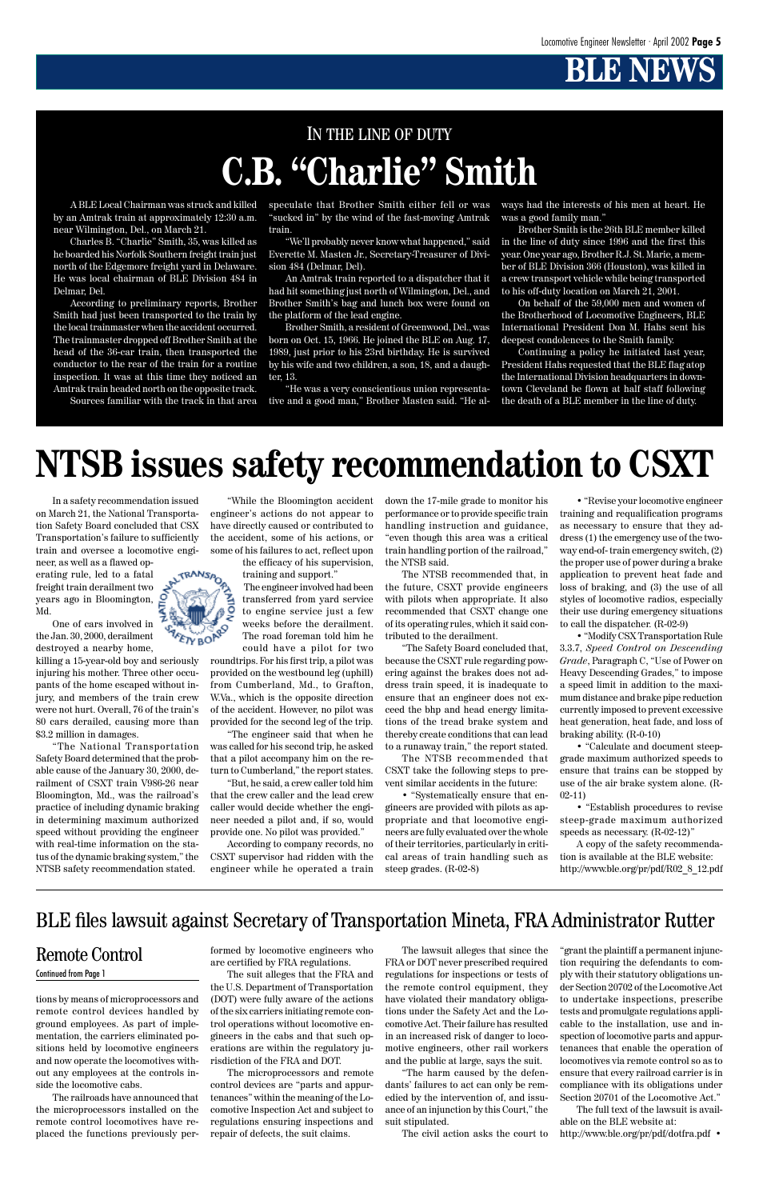# BLE NEWS

## IN THE LINE OF DUTY

# C.B. "Charlie" Smith

A BLE Local Chairman was struck and killed by an Amtrak train at approximately 12:30 a.m. near Wilmington, Del., on March 21.

Charles B. "Charlie" Smith, 35, was killed as he boarded his Norfolk Southern freight train just north of the Edgemore freight yard in Delaware. He was local chairman of BLE Division 484 in Delmar, Del.

According to preliminary reports, Brother Smith had just been transported to the train by the local trainmaster when the accident occurred. The trainmaster dropped off Brother Smith at the head of the 36-car train, then transported the conductor to the rear of the train for a routine inspection. It was at this time they noticed an Amtrak train headed north on the opposite track.

Sources familiar with the track in that area speculate that Brother Smith either fell or was "sucked in" by the wind of the fast-moving Amtrak train.

"We'll probably never know what happened," said Everette M. Masten Jr., Secretary-Treasurer of Division 484 (Delmar, Del).

An Amtrak train reported to a dispatcher that it had hit something just north of Wilmington, Del., and Brother Smith's bag and lunch box were found on the platform of the lead engine.

Brother Smith, a resident of Greenwood, Del., was born on Oct. 15, 1966. He joined the BLE on Aug. 17, 1989, just prior to his 23rd birthday. He is survived by his wife and two children, a son, 18, and a daughter, 13.

"He was a very conscientious union representative and a good man," Brother Masten said. "He always had the interests of his men at heart. He was a good family man."

Brother Smith is the 26th BLE member killed in the line of duty since 1996 and the first this year. One year ago, Brother R.J. St. Marie, a member of BLE Division 366 (Houston), was killed in a crew transport vehicle while being transported to his off-duty location on March 21, 2001.

On behalf of the 59,000 men and women of the Brotherhood of Locomotive Engineers, BLE International President Don M. Hahs sent his deepest condolences to the Smith family.

Continuing a policy he initiated last year, President Hahs requested that the BLE flag atop the International Division headquarters in downtown Cleveland be flown at half staff following the death of a BLE member in the line of duty.

# NTSB issues safety recommendation to CSXT

In a safety recommendation issued on March 21, the National Transportation Safety Board concluded that CSX Transportation's failure to sufficiently train and oversee a locomotive engineer, as well as a flawed operating rule, led to a fatal freight train derailment two years ago in Bloomington, Md.

One of cars involved in the Jan. 30, 2000, derailment destroyed a nearby home, killing a 15-year-old boy and seriously injuring his mother. Three other occupants of the home escaped without injury, and members of the train crew were not hurt. Overall, 76 of the train's 80 cars derailed, causing more than $3.2 million in damages.

"The National Transportation Safety Board determined that the probable cause of the January 30, 2000, derailment of CSXT train V986-26 near Bloomington, Md., was the railroad's practice of including dynamic braking in determining maximum authorized speed without providing the engineer with real-time information on the status of the dynamic braking system," the NTSB safety recommendation stated.

"While the Bloomington accident engineer's actions do not appear to have directly caused or contributed to the accident, some of his actions, or some of his failures to act, reflect upon the efficacy of his supervision, training and support."

The engineer involved had been transferred from yard service to engine service just a few weeks before the derailment. The road foreman told him he could have a pilot for two roundtrips. For his first trip, a pilot was provided on the westbound leg (uphill) from Cumberland, Md., to Grafton, W.Va., which is the opposite direction of the accident. However, no pilot was provided for the second leg of the trip.

"The engineer said that when he was called for his second trip, he asked that a pilot accompany him on the return to Cumberland," the report states.

"But, he said, a crew caller told him that the crew caller and the lead crew caller would decide whether the engineer needed a pilot and, if so, would provide one. No pilot was provided."

According to company records, no CSXT supervisor had ridden with the engineer while he operated a train down the 17-mile grade to monitor his performance or to provide specific train handling instruction and guidance, "even though this area was a critical train handling portion of the railroad," the NTSB said.

The NTSB recommended that, in the future, CSXT provide engineers with pilots when appropriate. It also recommended that CSXT change one of its operating rules, which it said contributed to the derailment.

"The Safety Board concluded that, because the CSXT rule regarding powering against the brakes does not address train speed, it is inadequate to ensure that an engineer does not exceed the bhp and head energy limitations of the tread brake system and thereby create conditions that can lead to a runaway train," the report stated.

The NTSB recommended that CSXT take the following steps to prevent similar accidents in the future:

- "Systematically ensure that engineers are provided with pilots as appropriate and that locomotive engineers are fully evaluated over the whole of their territories, particularly in critical areas of train handling such as steep grades. (R-02-8)
- "Revise your locomotive engineer training and requalification programs as necessary to ensure that they address (1) the emergency use of the two-way end-of- train emergency switch, (2) the proper use of power during a brake application to prevent heat fade and loss of braking, and (3) the use of all styles of locomotive radios, especially their use during emergency situations to call the dispatcher. (R-02-9)
- "Modify CSX Transportation Rule 3.3.7, *Speed Control on Descending Grade*, Paragraph C, "Use of Power on Heavy Descending Grades," to impose a speed limit in addition to the maximum distance and brake pipe reduction currently imposed to prevent excessive heat generation, heat fade, and loss of braking ability. (R-0-10)
- "Calculate and document steep-grade maximum authorized speeds to ensure that trains can be stopped by use of the air brake system alone. (R-02-11)
- "Establish procedures to revise steep-grade maximum authorized speeds as necessary. (R-02-12)"

A copy of the safety recommendation is available at the BLE website: http://www.ble.org/pr/pdf/R02_8_12.pdf

## BLE files lawsuit against Secretary of Transportation Mineta, FRA Administrator Rutter

### Remote Control

Continued from Page 1

tions by means of microprocessors and remote control devices handled by ground employees. As part of implementation, the carriers eliminated positions held by locomotive engineers and now operate the locomotives without any employees at the controls inside the locomotive cabs.

The railroads have announced that the microprocessors installed on the remote control locomotives have replaced the functions previously performed by locomotive engineers who are certified by FRA regulations.

The suit alleges that the FRA and the U.S. Department of Transportation (DOT) were fully aware of the actions of the six carriers initiating remote control operations without locomotive engineers in the cabs and that such operations are within the regulatory jurisdiction of the FRA and DOT.

The microprocessors and remote control devices are "parts and appurtenances" within the meaning of the Locomotive Inspection Act and subject to regulations ensuring inspections and repair of defects, the suit claims.

The lawsuit alleges that since the FRA and/or DOT never prescribed required regulations for inspections or tests of the remote control equipment, they have violated their mandatory obligations under the Safety Act and the Locomotive Act. Their failure has resulted in an increased risk of danger to locomotive engineers, other rail workers and the public at large, says the suit.

"The harm caused by the defendants' failures to act can only be remedied by the intervention of, and issuance of an injunction by this Court," the suit stipulated.

The civil action asks the court to "grant the plaintiff a permanent injunction requiring the defendants to comply with their statutory obligations under Section 20702 of the Locomotive Act to undertake inspections, prescribe tests and promulgate regulations applicable to the installation, use and inspection of locomotive parts and appurtenances that enable the operation of locomotives via remote control so as to ensure that every railroad carrier is in compliance with its obligations under Section 20701 of the Locomotive Act."

The full text of the lawsuit is available on the BLE website at: http://www.ble.org/pr/pdf/dotfra.pdf •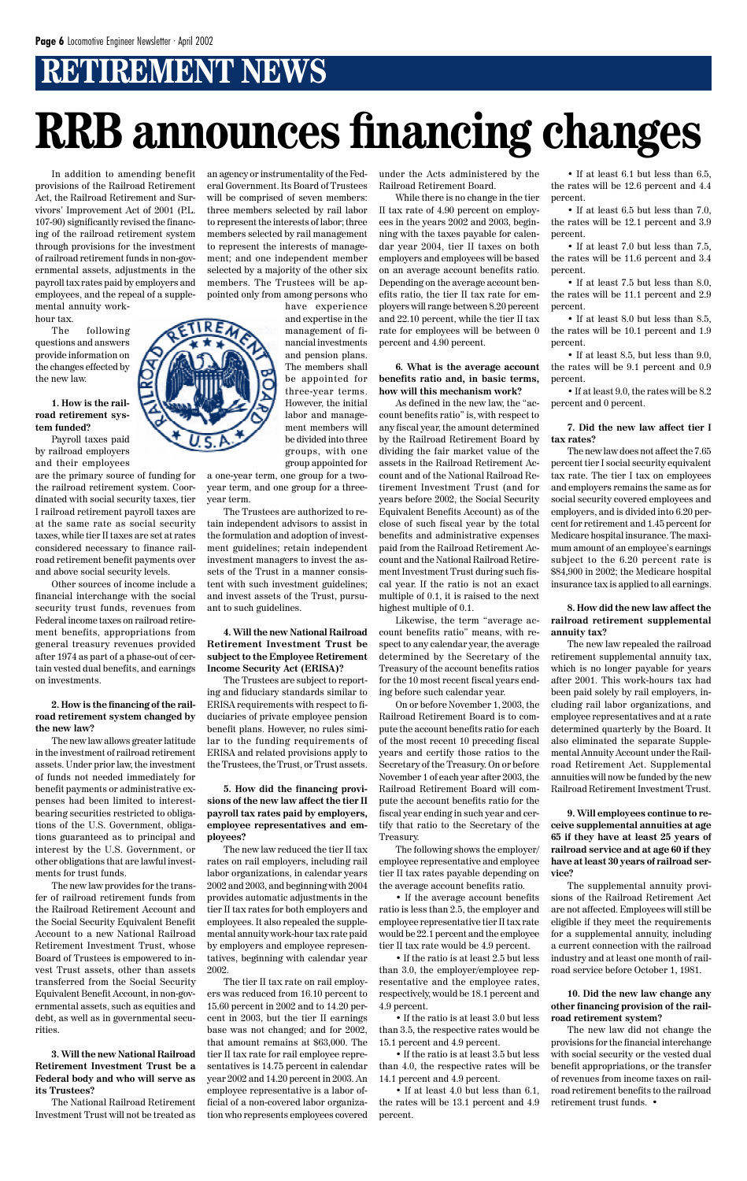# RETIREMENT NEWS

# RRB announces financing changes

In addition to amending benefit provisions of the Railroad Retirement Act, the Railroad Retirement and Survivors' Improvement Act of 2001 (P.L. 107-90) significantly revised the financing of the railroad retirement system through provisions for the investment of railroad retirement funds in non-governmental assets, adjustments in the payroll tax rates paid by employers and employees, and the repeal of a supplemental annuity work-hour tax.

The following questions and answers provide information on the changes effected by the new law.

**1. How is the railroad retirement system funded?**

Payroll taxes paid by railroad employers and their employees are the primary source of funding for the railroad retirement system. Coordinated with social security taxes, tier I railroad retirement payroll taxes are at the same rate as social security taxes, while tier II taxes are set at rates considered necessary to finance railroad retirement benefit payments over and above social security levels.

Other sources of income include a financial interchange with the social security trust funds, revenues from Federal income taxes on railroad retirement benefits, appropriations from general treasury revenues provided after 1974 as part of a phase-out of certain vested dual benefits, and earnings on investments.

**2. How is the financing of the railroad retirement system changed by the new law?**

The new law allows greater latitude in the investment of railroad retirement assets. Under prior law, the investment of funds not needed immediately for benefit payments or administrative expenses had been limited to interest-bearing securities restricted to obligations of the U.S. Government, obligations guaranteed as to principal and interest by the U.S. Government, or other obligations that are lawful investments for trust funds.

The new law provides for the transfer of railroad retirement funds from the Railroad Retirement Account and the Social Security Equivalent Benefit Account to a new National Railroad Retirement Investment Trust, whose Board of Trustees is empowered to invest Trust assets, other than assets transferred from the Social Security Equivalent Benefit Account, in non-governmental assets, such as equities and debt, as well as in governmental securities.

**3. Will the new National Railroad Retirement Investment Trust be a Federal body and who will serve as its Trustees?**

The National Railroad Retirement Investment Trust will not be treated as an agency or instrumentality of the Federal Government. Its Board of Trustees will be comprised of seven members: three members selected by rail labor to represent the interests of labor; three members selected by rail management to represent the interests of management; and one independent member selected by a majority of the other six members. The Trustees will be appointed only from among persons who have experience and expertise in the management of financial investments and pension plans. The members shall be appointed for three-year terms. However, the initial labor and management members will be divided into three groups, with one group appointed for a one-year term, one group for a two-year term, and one group for a three-year term.

The Trustees are authorized to retain independent advisors to assist in the formulation and adoption of investment guidelines; retain independent investment managers to invest the assets of the Trust in a manner consistent with such investment guidelines; and invest assets of the Trust, pursuant to such guidelines.

**4. Will the new National Railroad Retirement Investment Trust be subject to the Employee Retirement Income Security Act (ERISA)?**

The Trustees are subject to reporting and fiduciary standards similar to ERISA requirements with respect to fiduciaries of private employee pension benefit plans. However, no rules similar to the funding requirements of ERISA and related provisions apply to the Trustees, the Trust, or Trust assets.

**5. How did the financing provisions of the new law affect the tier II payroll tax rates paid by employers, employee representatives and employees?**

The new law reduced the tier II tax rates on rail employers, including rail labor organizations, in calendar years 2002 and 2003, and beginning with 2004 provides automatic adjustments in the tier II tax rates for both employers and employees. It also repealed the supplemental annuity work-hour tax rate paid by employers and employee representatives, beginning with calendar year 2002.

The tier II tax rate on rail employers was reduced from 16.10 percent to 15.60 percent in 2002 and to 14.20 percent in 2003, but the tier II earnings base was not changed; and for 2002, that amount remains at $63,000. The tier II tax rate for rail employee representatives is 14.75 percent in calendar year 2002 and 14.20 percent in 2003. An employee representative is a labor official of a non-covered labor organization who represents employees covered under the Acts administered by the Railroad Retirement Board.

While there is no change in the tier II tax rate of 4.90 percent on employees in the years 2002 and 2003, beginning with the taxes payable for calendar year 2004, tier II taxes on both employers and employees will be based on an average account benefits ratio. Depending on the average account benefits ratio, the tier II tax rate for employers will range between 8.20 percent and 22.10 percent, while the tier II tax rate for employees will be between 0 percent and 4.90 percent.

**6. What is the average account benefits ratio and, in basic terms, how will this mechanism work?**

As defined in the new law, the "account benefits ratio" is, with respect to any fiscal year, the amount determined by the Railroad Retirement Board by dividing the fair market value of the assets in the Railroad Retirement Account and of the National Railroad Retirement Investment Trust (and for years before 2002, the Social Security Equivalent Benefits Account) as of the close of such fiscal year by the total benefits and administrative expenses paid from the Railroad Retirement Account and the National Railroad Retirement Investment Trust during such fiscal year. If the ratio is not an exact multiple of 0.1, it is raised to the next highest multiple of 0.1.

Likewise, the term "average account benefits ratio" means, with respect to any calendar year, the average determined by the Secretary of the Treasury of the account benefits ratios for the 10 most recent fiscal years ending before such calendar year.

On or before November 1, 2003, the Railroad Retirement Board is to compute the account benefits ratio for each of the most recent 10 preceding fiscal years and certify those ratios to the Secretary of the Treasury. On or before November 1 of each year after 2003, the Railroad Retirement Board will compute the account benefits ratio for the fiscal year ending in such year and certify that ratio to the Secretary of the Treasury.

The following shows the employer/employee representative and employee tier II tax rates payable depending on the average account benefits ratio.

- If the average account benefits ratio is less than 2.5, the employer and employee representative tier II tax rate would be 22.1 percent and the employee tier II tax rate would be 4.9 percent.
- If the ratio is at least 2.5 but less than 3.0, the employer/employee representative and the employee rates, respectively, would be 18.1 percent and 4.9 percent.
- If the ratio is at least 3.0 but less than 3.5, the respective rates would be 15.1 percent and 4.9 percent.
- If the ratio is at least 3.5 but less than 4.0, the respective rates will be 14.1 percent and 4.9 percent.
- If at least 4.0 but less than 6.1, the rates will be 13.1 percent and 4.9 percent.
- If at least 6.1 but less than 6.5, the rates will be 12.6 percent and 4.4 percent.
- If at least 6.5 but less than 7.0, the rates will be 12.1 percent and 3.9 percent.
- If at least 7.0 but less than 7.5, the rates will be 11.6 percent and 3.4 percent.
- If at least 7.5 but less than 8.0, the rates will be 11.1 percent and 2.9 percent.
- If at least 8.0 but less than 8.5, the rates will be 10.1 percent and 1.9 percent.
- If at least 8.5, but less than 9.0, the rates will be 9.1 percent and 0.9 percent.
- If at least 9.0, the rates will be 8.2 percent and 0 percent.

**7. Did the new law affect tier I tax rates?**

The new law does not affect the 7.65 percent tier I social security equivalent tax rate. The tier I tax on employees and employers remains the same as for social security covered employees and employers, and is divided into 6.20 percent for retirement and 1.45 percent for Medicare hospital insurance. The maximum amount of an employee's earnings subject to the 6.20 percent rate is $84,900 in 2002; the Medicare hospital insurance tax is applied to all earnings.

**8. How did the new law affect the railroad retirement supplemental annuity tax?**

The new law repealed the railroad retirement supplemental annuity tax, which is no longer payable for years after 2001. This work-hours tax had been paid solely by rail employers, including rail labor organizations, and employee representatives and at a rate determined quarterly by the Board. It also eliminated the separate Supplemental Annuity Account under the Railroad Retirement Act. Supplemental annuities will now be funded by the new Railroad Retirement Investment Trust.

**9. Will employees continue to receive supplemental annuities at age 65 if they have at least 25 years of railroad service and at age 60 if they have at least 30 years of railroad service?**

The supplemental annuity provisions of the Railroad Retirement Act are not affected. Employees will still be eligible if they meet the requirements for a supplemental annuity, including a current connection with the railroad industry and at least one month of railroad service before October 1, 1981.

**10. Did the new law change any other financing provision of the railroad retirement system?**

The new law did not change the provisions for the financial interchange with social security or the vested dual benefit appropriations, or the transfer of revenues from income taxes on railroad retirement benefits to the railroad retirement trust funds. •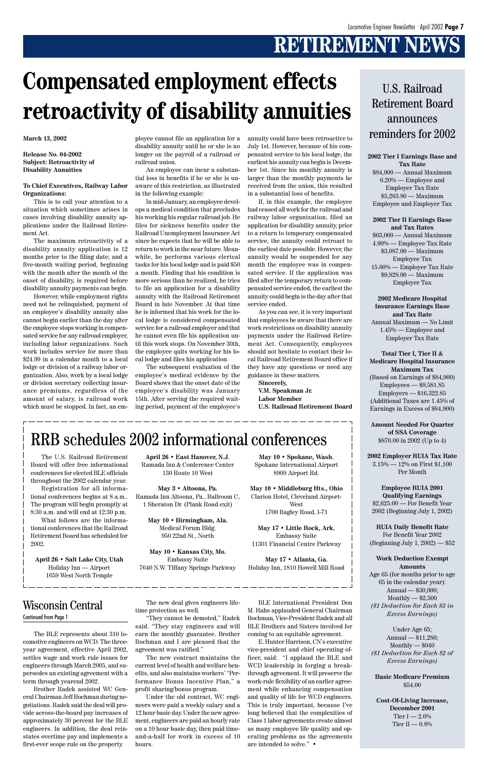# RETIREMENT NEWS

# Compensated employment effects retroactivity of disability annuities

**March 13, 2002**

**Release No. 04-2002**
**Subject: Retroactivity of Disability Annuities**

**To Chief Executives, Railway Labor Organizations:**

This is to call your attention to a situation which sometimes arises in cases involving disability annuity applications under the Railroad Retirement Act.

The maximum retroactivity of a disability annuity application is 12 months prior to the filing date; and a five-month waiting period, beginning with the month after the month of the onset of disability, is required before disability annuity payments can begin.

However, while employment rights need not be relinquished, payment of an employee's disability annuity also cannot begin earlier than the day after the employee stops working in compensated service for any railroad employer, including labor organizations. Such work includes service for more than $24.99 in a calendar month to a local lodge or division of a railway labor organization. Also, work by a local lodge or division secretary collecting insurance premiums, regardless of the amount of salary, is railroad work which must be stopped. In fact, an employee cannot file an application for a disability annuity until he or she is no longer on the payroll of a railroad or railroad union.

An employee can incur a substantial loss in benefits if he or she is unaware of this restriction, as illustrated in the following example:

In mid-January, an employee develops a medical condition that precludes his working his regular railroad job. He files for sickness benefits under the Railroad Unemployment Insurance Act since he expects that he will be able to return to work in the near future. Meanwhile, he performs various clerical tasks for his local lodge and is paid $50 a month. Finding that his condition is more serious than he realized, he tries to file an application for a disability annuity with the Railroad Retirement Board in late November. At that time he is informed that his work for the local lodge is considered compensated service for a railroad employer and that he cannot even file his application until this work stops. On November 30th, the employee quits working for his local lodge and files his application.

The subsequent evaluation of the employee's medical evidence by the Board shows that the onset date of the employee's disability was January 15th. After serving the required waiting period, payment of the employee's annuity could have been retroactive to July 1st. However, because of his compensated service to his local lodge, the earliest his annuity can begin is December 1st. Since his monthly annuity is larger than the monthly payments he received from the union, this resulted in a substantial loss of benefits.

If, in this example, the employee had ceased all work for the railroad and railway labor organization, filed an application for disability annuity, prior to a return to temporary compensated service, the annuity could retroact to the earliest date possible. However, the annuity would be suspended for any month the employee was in compensated service. If the application was filed after the temporary return to compensated service ended, the earliest the annuity could begin is the day after that service ended.

As you can see, it is very important that employees be aware that there are work restrictions on disability annuity payments under the Railroad Retirement Act. Consequently, employees should not hesitate to contact their local Railroad Retirement Board office if they have any questions or need any guidance in these matters.

**Sincerely,**
**V.M. Speakman Jr.**
**Labor Member**
**U.S. Railroad Retirement Board**

# RRB schedules 2002 informational conferences

The U.S. Railroad Retirement Board will offer free informational conferences for elected BLE officials throughout the 2002 calendar year.

Registration for all informational conferences begins at 8 a.m.. The program will begin promptly at 8:30 a.m. and will end at 12:30 p.m.

What follows are the informational conferences that the Railroad Retirement Board has scheduled for 2002.

**April 26 • Salt Lake City, Utah**
Holiday Inn — Airport
1659 West North Temple

**April 26 • East Hanover, N.J.**
Ramada Inn & Conference Center
130 Route 10 West

**May 3 • Altoona, Pa.**
Ramada Inn Altoona, Pa., Ballroom C, 1 Sheraton Dr. (Plank Road exit)

**May 10 • Birmingham, Ala.**
Medical Forum Bldg.
950 22nd St., North

**May 10 • Kansas City, Mo.**
Embassy Suite
7640 N.W. Tiffany Springs Parkway

**May 10 • Spokane, Wash.**
Spokane International Airport
8909 Airport Rd.

**May 10 • Middleburg Hts., Ohio**
Clarion Hotel, Cleveland Airport-West
1700 Bagley Road, I-71

**May 17 • Little Rock, Ark.**
Embassy Suite
11301 Financial Centre Parkway

**May 17 • Atlanta, Ga.**
Holiday Inn, 1810 Howell Mill Road

## Wisconsin Central

Continued from Page 1

The BLE represents about 310 locomotive engineers on WCD. The three-year agreement, effective April 2002, settles wage and work rule issues for engineers through March 2005, and supersedes an existing agreement with a term through yearend 2002.

Brother Radek assisted WC General Chairman Jeff Bochman during negotiations. Radek said the deal will provide across-the-board pay increases of approximately 30 percent for the BLE engineers. In addition, the deal reinstates overtime pay and implements a first-ever scope rule on the property.

The new deal gives engineers lifetime protection as well.

"They cannot be demoted," Radek said. "They stay engineers and will earn the monthly guarantee. Brother Bochman and I are pleased that the agreement was ratified."

The new contract maintains the current level of health and welfare benefits, and also maintains workers' "Performance Bonus Incentive Plan," a profit sharing/bonus program.

Under the old contract, WC engineers were paid a weekly salary and a 12 hour basic day. Under the new agreement, engineers are paid an hourly rate on a 10 hour basic day, then paid time-and-a-half for work in excess of 10 hours.

BLE International President Don M. Hahs applauded General Chairman Bochman, Vice-President Radek and all BLE Brothers and Sisters involved for coming to an equitable agreement.

E. Hunter Harrison, CN's executive vice-president and chief operating officer, said: "I applaud the BLE and WCD leadership in forging a breakthrough agreement. It will preserve the work-rule flexibility of an earlier agreement while enhancing compensation and quality of life for WCD engineers. This is truly important, because I've long believed that the complexities of Class 1 labor agreements create almost as many employee life quality and operating problems as the agreements are intended to solve." •

## U.S. Railroad Retirement Board announces reminders for 2002

**2002 Tier I Earnings Base and Tax Rate**
$84,900 — Annual Maximum
6.20% — Employee and Employer Tax Rate
$5,263.80 — Maximum Employee and Employer Tax

**2002 Tier II Earnings Base and Tax Rates**
$63,000 — Annual Maximum
4.90% — Employee Tax Rate
$3,087.00 — Maximum Employee Tax
15.60% — Employer Tax Rate
$9,828.00 — Maximum Employer Tax

**2002 Medicare Hospital Insurance Earnings Base and Tax Rate**
Annual Maximum — No Limit
1.45% — Employee and Employer Tax Rate

**Total Tier I, Tier II & Medicare Hospital Insurance Maximum Tax**
(Based on Earnings of $84,900)
Employees — $9,581.85
Employers — $16,322.85
(Additional Taxes are 1.45% of Earnings in Excess of $84,900)

**Amount Needed For Quarter of SSA Coverage**
$870.00 in 2002 (Up to 4)

**2002 Employer RUIA Tax Rate**
3.15% — 12% on First $1,100 Per Month

**Employee RUIA 2001 Qualifying Earnings**
$2,625.00 — For Benefit Year 2002 (Beginning July 1, 2002)

**RUIA Daily Benefit Rate**
For Benefit Year 2002 (Beginning July 1, 2002) — $52

**Work Deduction Exempt Amounts**
Age 65 (for months prior to age 65 in the calendar year):
Annual — $30,000;
Monthly — $2,500
*($1 Deduction for Each $3 in Excess Earnings)*

Under Age 65;
Annual — $11,280;
Monthly — $940
*($1 Deduction for Each $2 of Excess Earnings)*

**Basic Medicare Premium**
$54.00

**Cost-Of-Living Increase, December 2001**
Tier I — 2.6%
Tier II — 0.8%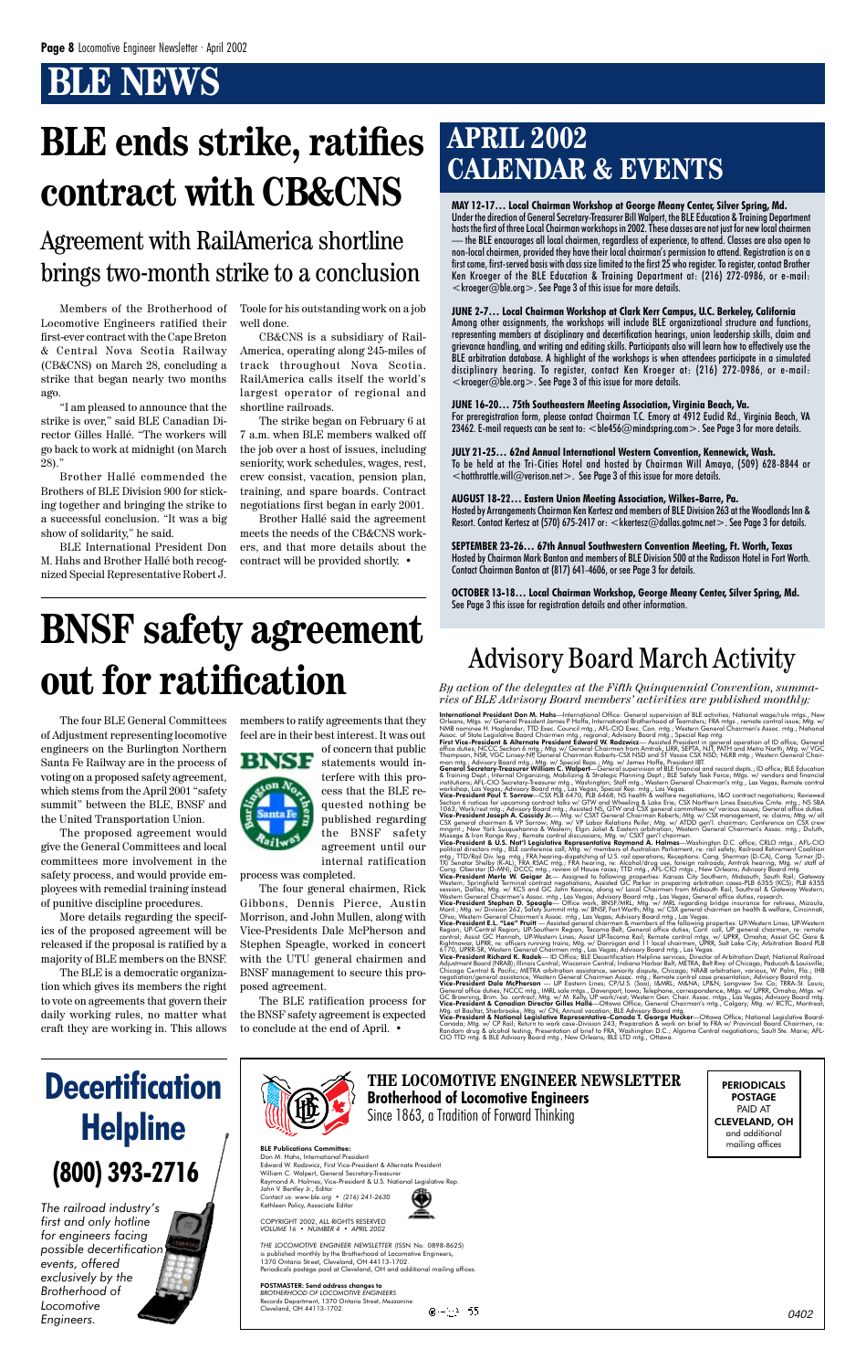# BLE NEWS

## BLE ends strike, ratifies contract with CB&CNS

### Agreement with RailAmerica shortline brings two-month strike to a conclusion

Members of the Brotherhood of Locomotive Engineers ratified their first-ever contract with the Cape Breton & Central Nova Scotia Railway (CB&CNS) on March 28, concluding a strike that began nearly two months ago.

"I am pleased to announce that the strike is over," said BLE Canadian Director Gilles Hallé. "The workers will go back to work at midnight (on March 28)."

Brother Hallé commended the Brothers of BLE Division 900 for sticking together and bringing the strike to a successful conclusion. "It was a big show of solidarity," he said.

BLE International President Don M. Hahs and Brother Hallé both recognized Special Representative Robert J. Toole for his outstanding work on a job well done.

CB&CNS is a subsidiary of RailAmerica, operating along 245-miles of track throughout Nova Scotia. RailAmerica calls itself the world's largest operator of regional and shortline railroads.

The strike began on February 6 at 7 a.m. when BLE members walked off the job over a host of issues, including seniority, work schedules, wages, rest, crew consist, vacation, pension plan, training, and spare boards. Contract negotiations first began in early 2001.

Brother Hallé said the agreement meets the needs of the CB&CNS workers, and that more details about the contract will be provided shortly. •

## APRIL 2002 CALENDAR & EVENTS

**MAY 12-17… Local Chairman Workshop at George Meany Center, Silver Spring, Md.**
Under the direction of General Secretary-Treasurer Bill Walpert, the BLE Education & Training Department hosts the first of three Local Chairman workshops in 2002. These classes are not just for new local chairmen — the BLE encourages all local chairmen, regardless of experience, to attend. Classes are also open to non-local chairmen, provided they have their local chairman's permission to attend. Registration is on a first come, first-served basis with class size limited to the first 25 who register. To register, contact Brother Ken Kroeger of the BLE Education & Training Department at: (216) 272-0986, or e-mail: <kroeger@ble.org>. See Page 3 of this issue for more details.

**JUNE 2-7… Local Chairman Workshop at Clark Kerr Campus, U.C. Berkeley, California**
Among other assignments, the workshops will include BLE organizational structure and functions, representing members at disciplinary and decertification hearings, union leadership skills, claim and grievance handling, and writing and editing skills. Participants also will learn how to effectively use the BLE arbitration database. A highlight of the workshops is when attendees participate in a simulated disciplinary hearing. To register, contact Ken Kroeger at: (216) 272-0986, or e-mail: <kroeger@ble.org>. See Page 3 of this issue for more details.

**JUNE 16-20… 75th Southeastern Meeting Association, Virginia Beach, Va.**
For preregistration form, please contact Chairman T.C. Emory at 4912 Euclid Rd., Virginia Beach, VA 23462. E-mail requests can be sent to: <ble456@mindspring.com>. See Page 3 for more details.

**JULY 21-25… 62nd Annual International Western Convention, Kennewick, Wash.**
To be held at the Tri-Cities Hotel and hosted by Chairman Will Amaya, (509) 628-8844 or <hotthrottle.will@verison.net>. See Page 3 of this issue for more details.

**AUGUST 18-22… Eastern Union Meeting Association, Wilkes-Barre, Pa.**
Hosted by Arrangements Chairman Ken Kertesz and members of BLE Division 263 at the Woodlands Inn & Resort. Contact Kertesz at (570) 675-2417 or: <kkertesz@dallas.gotmc.net>. See Page 3 for details.

**SEPTEMBER 23-26… 67th Annual Southwestern Convention Meeting, Ft. Worth, Texas**
Hosted by Chairman Mark Banton and members of BLE Division 500 at the Radisson Hotel in Fort Worth. Contact Chairman Banton at (817) 641-4606, or see Page 3 for details.

**OCTOBER 13-18… Local Chairman Workshop, George Meany Center, Silver Spring, Md.**
See Page 3 this issue for registration details and other information.

## BNSF safety agreement out for ratification

The four BLE General Committees of Adjustment representing locomotive engineers on the Burlington Northern Santa Fe Railway are in the process of voting on a proposed safety agreement, which stems from the April 2001 "safety summit" between the BLE, BNSF and the United Transportation Union.

The proposed agreement would give the General Committees and local committees more involvement in the safety process, and would provide employees with remedial training instead of punitive discipline procedures.

More details regarding the specifics of the proposed agreement will be released if the proposal is ratified by a majority of BLE members on the BNSF.

The BLE is a democratic organization which gives its members the right to vote on agreements that govern their daily working rules, no matter what craft they are working in. This allows members to ratify agreements that they feel are in their best interest. It was out of concern that public statements would interfere with this process that the BLE requested nothing be published regarding the BNSF safety agreement until our internal ratification process was completed.

The four general chairmen, Rick Gibbons, Dennis Pierce, Austin Morrison, and John Mullen, along with Vice-Presidents Dale McPherson and Stephen Speagle, worked in concert with the UTU general chairmen and BNSF management to secure this proposed agreement.

The BLE ratification process for the BNSF safety agreement is expected to conclude at the end of April. •

## Advisory Board March Activity

*By action of the delegates at the Fifth Quinquennial Convention, summaries of BLE Advisory Board members' activities are published monthly:*

**International President Don M. Hahs**—International Office: General supervision of BLE activities; National wage/rule mtgs., New Orleans; Mtgs. w/ General President James P Hoffa, International Brotherhood of Teamsters; FRA mtgs., remote control issue; Mtg. w/ NMB nominee H. Hoglander; TTD Exec. Council mtg.; AFL-CIO Exec. Con. mtg.; Western General Chairmen's Assoc. mtg.; Western General Assoc. of State Legislative Board Chairmen mtg., regional; Advisory Board mtg.; Special Rep mtg.

**First Vice-President & Alternate President Edward W. Rodzwicz**—Assisted President in general operation of ID office; General office duties; NCCC Section 6 mtg.; Mtg. w/ General Chairmen from Amtrak, LIRR, SEPTA, NJT, PATH and Metro North; Mtg. w/ VGC Thompson, NSK, VGC Linsey-NP General Chairman Roberts-CSX NSD and ST Vassie CSX NSD; NLRB mtg.; Western General Chairmen mtg.; Advisory Board mtg.; Mtg. w/ Special Reps.; Mtg. w/ James Hoffa, President IBT.

**General Secretary-Treasurer William C. Walpert**—General supervision of BLE financial and record depts.; ID office; BLE Education & Training Dept.; Internal Organizing, Mobilizing & Strategic Planning Dept.; BLE Safety Task Force; Mtgs. w/ vendors and financial institutions; AFL-CIO Secretary-Treasurer mtg., Washington; Staff mtg.; Western General Chairman's mtg., Las Vegas; Remote control workshop, Las Vegas; Advisory Board mtg., Las Vegas; Special Rep. mtg., Las Vegas.

**Vice-President Paul T. Sorrow**—CSX PLB 6470, PLB 6468; NS health & welfare negotiations; I&O contract negotiations; Reviewed Section 6 notices for upcoming contract talks w/ GTW and Wheeling & Lake Erie; CSX Northern Lines Executive Cmte. mtg.; NS SBA 1063; Work/rest mtg.; Advisory Board mtg.; Assisted NS, GTW and CSX general committees w/ various issues; General office duties.

**Vice-President Joseph A. Cassidy Jr.**—Mtg. w/ CSXT General Chairman Roberts; Mtg. w/ CSX management, re: claims; Mtg. w/ all CSX general chairmen & VP Sorrow; Mtg. w/ VP Labor Relations Peifer; Mtg. w/ ATDD gen'l. chairman; Conference on CSX crew mngmt.; New York Susquehanna & Western; Elgin Joliet & Eastern arbitration; Western General Chairman's Assoc. mtg.; Duluth, Missabe & Iron Range Rwy.; Remote control discussions; Mtg. w/ CSXT gen'l chairmen.

**Vice-President & U.S. Nat'l Legislative Representative Raymond A. Holmes**—Washington D.C. office; CRLO mtgs.; AFL-CIO political directors mtg.; BLE conference call; Mtg. w/ members of Australian Parliament, re: rail safety; Railroad Retirement Coalition mtg.; TTD/Rail Div. leg. mtg.; FRA hearing-dispatching of U.S. rail operations; Receptions: Cong. Sherman (D-CA), Cong. Turner (D-TX) Senator Shelby (R-AL); FRA RSAC mtg.; FRA hearing, re: Alcohol/drug use, foreign railroads; Amtrak hearing; Mtg. w/ staff of Cong. Oberstar (D-MN); DCCC mtg., review of House races; TTD mtg.; AFL-CIO mtgs., New Orleans; Advisory Board mtg.

**Vice-President Merle W. Geiger Jr.**—Assigned to following properties: Kansas City Southern; Midsouth; South Rail; Gateway Western; Springfield Terminal contract negotiations; Assisted GC Parker in preparing arbitration cases-PLB 6355 (KCS); PLB 6355 session, Dallas; Mtg. w/ KCS and GC John Koonce, along w/ Local Chairmen from Midsouth Rail, Southrail & Gateway Western; Western General Chairmen's Assoc. mtg., Las Vegas; Advisory Board mtg., Las Vegas; General office duties, research.

**Vice-President Stephen D. Speagle**—Office work, BNSF/MRL; Mtg. w/ MRL regarding bridge insurance for retirees, Mizoula, Mont.; Mtg. w/ Division 262; Safety Summit mtg. w/ BNSF, Fort Worth; Mtg. w/ CSX general chairmen on health & welfare, Cincinnati, Ohio; Western General Chairmen's Assoc. mtg., Las Vegas; Advisory Board mtg., Las Vegas.

**Vice-President E.L. "Lee" Pruitt**—Assisted general chairmen & members of the following properties: UP-Western Lines; UP-Western Region; UP-Central Region; UP-Southern Region; Tacoma Belt; General office duties; Conf. call, UP general chairmen, re: remote control; Assist GC Hannah, UP-Western Lines; Assist UP-Tacoma Rail; Remote control mtgs. w/ UPRR, Omaha; Assist GC Gore & Rightnower, UPRR, re: officers running trains; Mtg. w/ Donnigan and 11 local chairmen, UPRR, Salt Lake City; Arbitration Board PLB 6170, UPRR-SR; Western General Chairmen mtg., Las Vegas; Advisory Board mtg., Las Vegas.

**Vice-President Richard K. Radek**—ID Office; BLE Decertification Helpline services; Director of Arbitration Dept; National Railroad Adjustment Board (NRAB); Illinois Central; Wisconsin Central; Indiana Harbor Belt; METRA; Belt Rwy. of Chicago; Paducah & Louisville; Chicago Central & Pacific; METRA arbitration assistance, seniority dispute, Chicago; NRAB arbitration, various, W. Palm, Fla.; IHB negotiation/general assistance; Western General Chairmen Assoc. mtg.; Remote control case presentation; Advisory Board mtg.

**Vice-President Dale McPherson** — UP Eastern Lines; CP/U.S. (Soo); I&MRL; M&NA; LP&N; Longview Sw. Co; TRRA-St. Louis; General office duties; NCCC mtg.; IMRL sale mtgs., Davenport, Iowa; Telephone, correspondence; Mtgs. w/ UPRR, Omaha; Mtgs. w/ GC Browning, Brim. Sa. contract; Mtg. w/ M. Kelly, UP work/rest; Western Gen. Chair. Assoc. mtgs., Las Vegas; Advisory Board mtg.

**Vice-President & Canadian Director Gilles Hallé**—Ottawa Office; General Chairman's mtg., Calgary; Mtg. w/ KCTC, Montreal; Mtg. at Baultar, Sherbrooke; Mtg. w/ CN, Annual vacation; BLE Advisory Board mtg.

**Vice-President & National Legislative Representative-Canada T. George Hucker**—Ottawa Office; National Legislative Board-Canada; Mtg. w/ CP Rail, Return to work case-Division 243; Preparation & work on brief to FRA w/ Provincial Board Chairmen, re: Random drug & alcohol testing; Presentation of brief to FRA, Washington D.C.; Algoma Central negotiations, Sault Ste. Marie; AFL-CIO TTD mtg. & BLE Advisory Board mtg., New Orleans; BLE LTD mtg., Ottawa.

## Decertification Helpline

## (800) 393-2716

*The railroad industry's first and only hotline for engineers facing possible decertification events, offered exclusively by the Brotherhood of Locomotive Engineers.*

**THE LOCOMOTIVE ENGINEER NEWSLETTER**
**Brotherhood of Locomotive Engineers**
Since 1863, a Tradition of Forward Thinking

**BLE Publications Committee:**
Don M. Hahs, International President
Edward W. Rodzwicz, First Vice-President & Alternate President
William C. Walpert, General Secretary-Treasurer
Raymond A. Holmes, Vice-President & U.S. National Legislative Rep.
John V. Bentley Jr., Editor
*Contact us: www.ble.org • (216) 241-2630*
Kathleen Policy, Associate Editor

COPYRIGHT 2002, ALL RIGHTS RESERVED
*VOLUME 16 • NUMBER 4 • APRIL 2002*

*THE LOCOMOTIVE ENGINEER NEWSLETTER* (ISSN No. 0898-8625) is published monthly by the Brotherhood of Locomotive Engineers, 1370 Ontario Street, Cleveland, OH 44113-1702. Periodicals postage paid at Cleveland, OH and additional mailing offices.

**POSTMASTER: Send address changes to**
*BROTHERHOOD OF LOCOMOTIVE ENGINEERS*
Records Department, 1370 Ontario Street, Mezzanine
Cleveland, OH 44113-1702.

**PERIODICALS POSTAGE**
PAID AT
**CLEVELAND, OH**
and additional mailing offices

0402